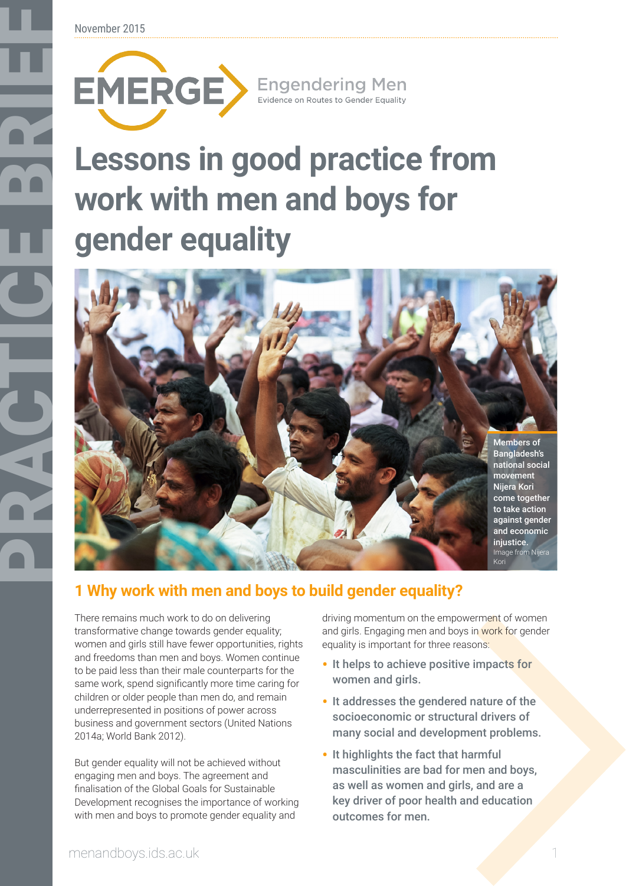November 2015

EMERGE Engendering Men
Evidence on Routes to Gender Equality

# Lessons in good practice from work with men and boys for gender equality

Members of Bangladesh's national social movement Nijera Kori come together to take action against gender and economic injustice. Image from Nijera Kori

## 1 Why work with men and boys to build gender equality?

There remains much work to do on delivering transformative change towards gender equality; women and girls still have fewer opportunities, rights and freedoms than men and boys. Women continue to be paid less than their male counterparts for the same work, spend significantly more time caring for children or older people than men do, and remain underrepresented in positions of power across business and government sectors (United Nations 2014a; World Bank 2012).

But gender equality will not be achieved without engaging men and boys. The agreement and finalisation of the Global Goals for Sustainable Development recognises the importance of working with men and boys to promote gender equality and driving momentum on the empowerment of women and girls. Engaging men and boys in work for gender equality is important for three reasons:

- **It helps to achieve positive impacts for women and girls.**
- **It addresses the gendered nature of the socioeconomic or structural drivers of many social and development problems.**
- **It highlights the fact that harmful masculinities are bad for men and boys, as well as women and girls, and are a key driver of poor health and education outcomes for men.**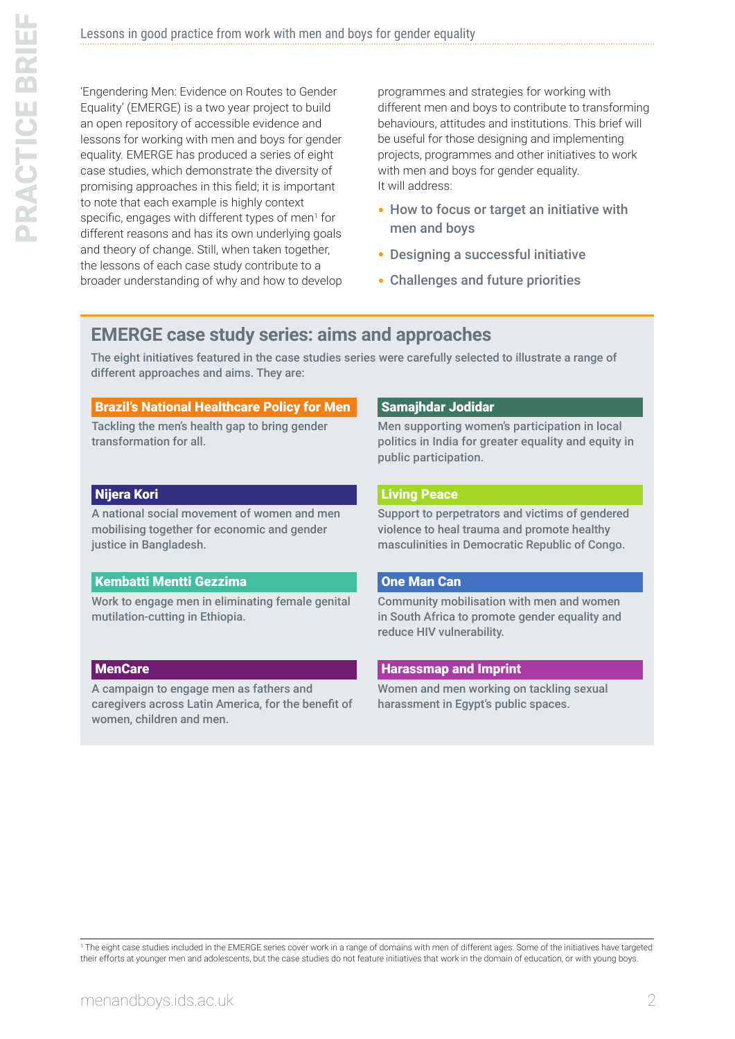'Engendering Men: Evidence on Routes to Gender Equality' (EMERGE) is a two year project to build an open repository of accessible evidence and lessons for working with men and boys for gender equality. EMERGE has produced a series of eight case studies, which demonstrate the diversity of promising approaches in this field; it is important to note that each example is highly context specific, engages with different types of men[1] for different reasons and has its own underlying goals and theory of change. Still, when taken together, the lessons of each case study contribute to a broader understanding of why and how to develop programmes and strategies for working with different men and boys to contribute to transforming behaviours, attitudes and institutions. This brief will be useful for those designing and implementing projects, programmes and other initiatives to work with men and boys for gender equality. It will address:

- How to focus or target an initiative with men and boys
- Designing a successful initiative
- Challenges and future priorities

## EMERGE case study series: aims and approaches

The eight initiatives featured in the case studies series were carefully selected to illustrate a range of different approaches and aims. They are:

**Brazil's National Healthcare Policy for Men**
Tackling the men's health gap to bring gender transformation for all.

**Samajhdar Jodidar**
Men supporting women's participation in local politics in India for greater equality and equity in public participation.

**Nijera Kori**
A national social movement of women and men mobilising together for economic and gender justice in Bangladesh.

**Living Peace**
Support to perpetrators and victims of gendered violence to heal trauma and promote healthy masculinities in Democratic Republic of Congo.

**Kembatti Mentti Gezzima**
Work to engage men in eliminating female genital mutilation-cutting in Ethiopia.

**One Man Can**
Community mobilisation with men and women in South Africa to promote gender equality and reduce HIV vulnerability.

**MenCare**
A campaign to engage men as fathers and caregivers across Latin America, for the benefit of women, children and men.

**Harassmap and Imprint**
Women and men working on tackling sexual harassment in Egypt's public spaces.

[1] The eight case studies included in the EMERGE series cover work in a range of domains with men of different ages. Some of the initiatives have targeted their efforts at younger men and adolescents, but the case studies do not feature initiatives that work in the domain of education, or with young boys.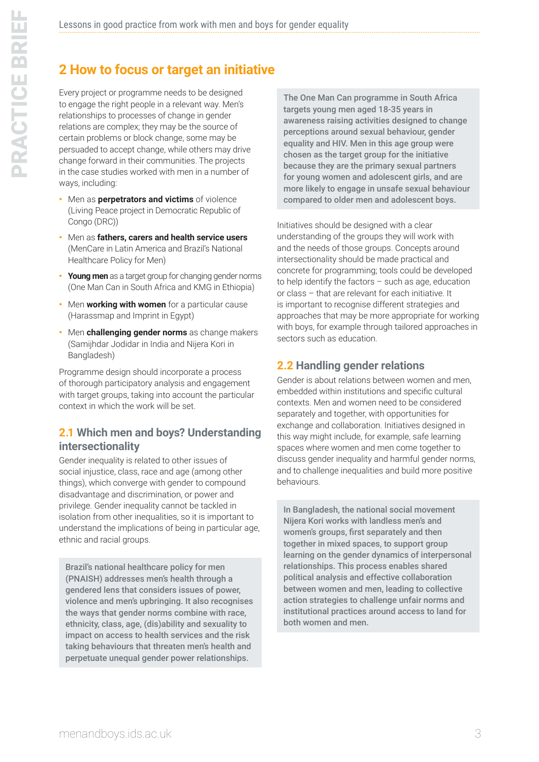## 2 How to focus or target an initiative

Every project or programme needs to be designed to engage the right people in a relevant way. Men's relationships to processes of change in gender relations are complex; they may be the source of certain problems or block change, some may be persuaded to accept change, while others may drive change forward in their communities. The projects in the case studies worked with men in a number of ways, including:

- Men as **perpetrators and victims** of violence (Living Peace project in Democratic Republic of Congo (DRC))
- Men as **fathers, carers and health service users** (MenCare in Latin America and Brazil's National Healthcare Policy for Men)
- **Young men** as a target group for changing gender norms (One Man Can in South Africa and KMG in Ethiopia)
- Men **working with women** for a particular cause (Harassmap and Imprint in Egypt)
- Men **challenging gender norms** as change makers (Samijhdar Jodidar in India and Nijera Kori in Bangladesh)

Programme design should incorporate a process of thorough participatory analysis and engagement with target groups, taking into account the particular context in which the work will be set.

### 2.1 Which men and boys? Understanding intersectionality

Gender inequality is related to other issues of social injustice, class, race and age (among other things), which converge with gender to compound disadvantage and discrimination, or power and privilege. Gender inequality cannot be tackled in isolation from other inequalities, so it is important to understand the implications of being in particular age, ethnic and racial groups.

> **Brazil's national healthcare policy for men (PNAISH) addresses men's health through a gendered lens that considers issues of power, violence and men's upbringing. It also recognises the ways that gender norms combine with race, ethnicity, class, age, (dis)ability and sexuality to impact on access to health services and the risk taking behaviours that threaten men's health and perpetuate unequal gender power relationships.**

> **The One Man Can programme in South Africa targets young men aged 18-35 years in awareness raising activities designed to change perceptions around sexual behaviour, gender equality and HIV. Men in this age group were chosen as the target group for the initiative because they are the primary sexual partners for young women and adolescent girls, and are more likely to engage in unsafe sexual behaviour compared to older men and adolescent boys.**

Initiatives should be designed with a clear understanding of the groups they will work with and the needs of those groups. Concepts around intersectionality should be made practical and concrete for programming; tools could be developed to help identify the factors – such as age, education or class – that are relevant for each initiative. It is important to recognise different strategies and approaches that may be more appropriate for working with boys, for example through tailored approaches in sectors such as education.

### 2.2 Handling gender relations

Gender is about relations between women and men, embedded within institutions and specific cultural contexts. Men and women need to be considered separately and together, with opportunities for exchange and collaboration. Initiatives designed in this way might include, for example, safe learning spaces where women and men come together to discuss gender inequality and harmful gender norms, and to challenge inequalities and build more positive behaviours.

> **In Bangladesh, the national social movement Nijera Kori works with landless men's and women's groups, first separately and then together in mixed spaces, to support group learning on the gender dynamics of interpersonal relationships. This process enables shared political analysis and effective collaboration between women and men, leading to collective action strategies to challenge unfair norms and institutional practices around access to land for both women and men.**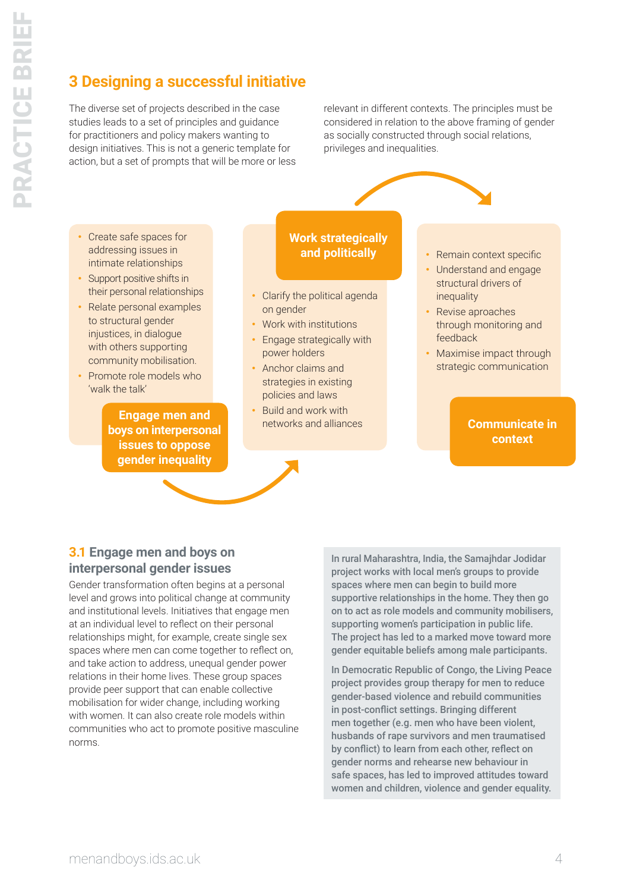## 3 Designing a successful initiative

The diverse set of projects described in the case studies leads to a set of principles and guidance for practitioners and policy makers wanting to design initiatives. This is not a generic template for action, but a set of prompts that will be more or less relevant in different contexts. The principles must be considered in relation to the above framing of gender as socially constructed through social relations, privileges and inequalities.

**Engage men and boys on interpersonal issues to oppose gender inequality**

- Create safe spaces for addressing issues in intimate relationships
- Support positive shifts in their personal relationships
- Relate personal examples to structural gender injustices, in dialogue with others supporting community mobilisation.
- Promote role models who 'walk the talk'

**Work strategically and politically**

- Clarify the political agenda on gender
- Work with institutions
- Engage strategically with power holders
- Anchor claims and strategies in existing policies and laws
- Build and work with networks and alliances

**Communicate in context**

- Remain context specific
- Understand and engage structural drivers of inequality
- Revise approaches through monitoring and feedback
- Maximise impact through strategic communication

### 3.1 Engage men and boys on interpersonal gender issues

Gender transformation often begins at a personal level and grows into political change at community and institutional levels. Initiatives that engage men at an individual level to reflect on their personal relationships might, for example, create single sex spaces where men can come together to reflect on, and take action to address, unequal gender power relations in their home lives. These group spaces provide peer support that can enable collective mobilisation for wider change, including working with women. It can also create role models within communities who act to promote positive masculine norms.

In rural Maharashtra, India, the Samajhdar Jodidar project works with local men's groups to provide spaces where men can begin to build more supportive relationships in the home. They then go on to act as role models and community mobilisers, supporting women's participation in public life. The project has led to a marked move toward more gender equitable beliefs among male participants.

In Democratic Republic of Congo, the Living Peace project provides group therapy for men to reduce gender-based violence and rebuild communities in post-conflict settings. Bringing different men together (e.g. men who have been violent, husbands of rape survivors and men traumatised by conflict) to learn from each other, reflect on gender norms and rehearse new behaviour in safe spaces, has led to improved attitudes toward women and children, violence and gender equality.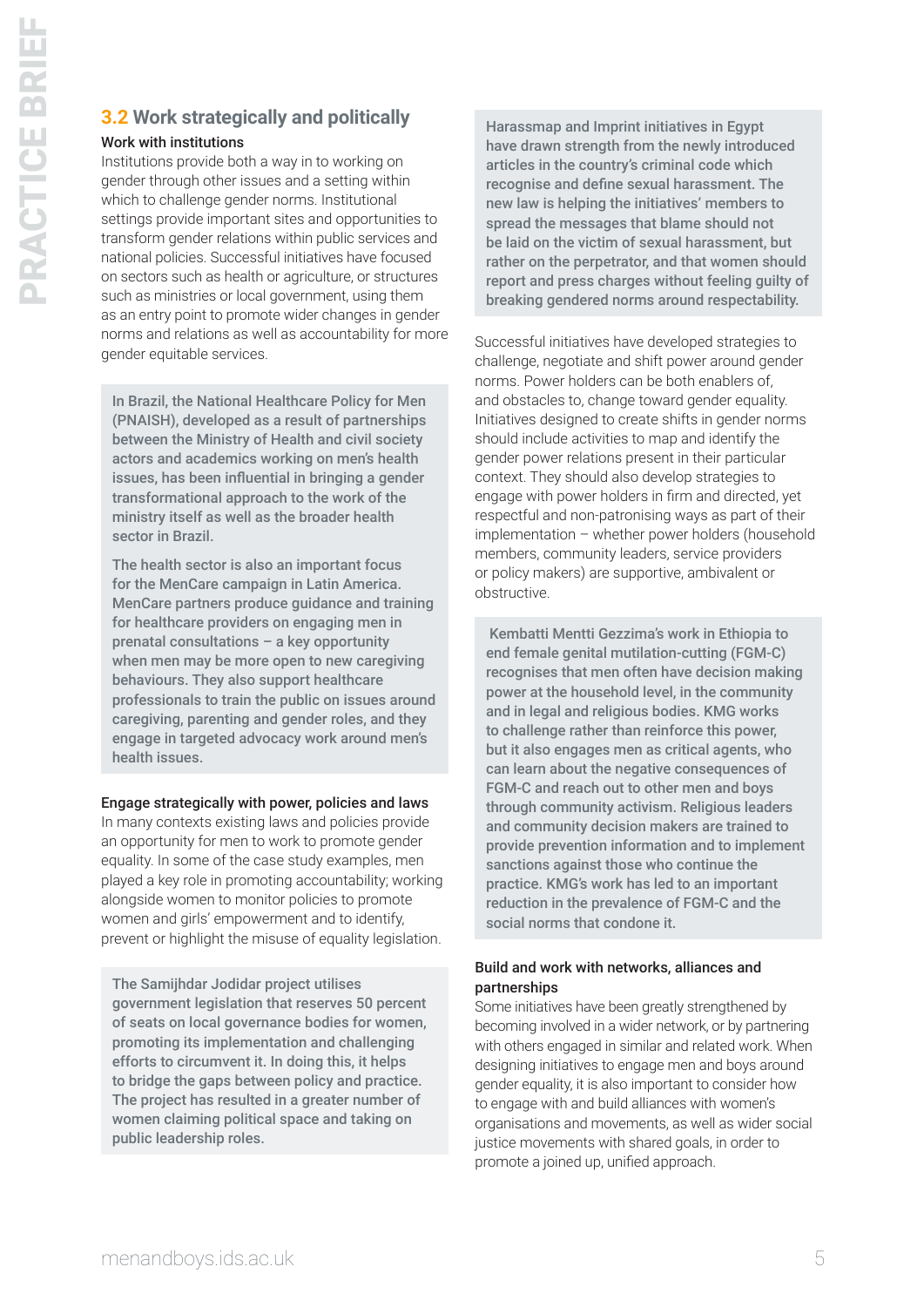## 3.2 Work strategically and politically

### Work with institutions

Institutions provide both a way in to working on gender through other issues and a setting within which to challenge gender norms. Institutional settings provide important sites and opportunities to transform gender relations within public services and national policies. Successful initiatives have focused on sectors such as health or agriculture, or structures such as ministries or local government, using them as an entry point to promote wider changes in gender norms and relations as well as accountability for more gender equitable services.

> In Brazil, the National Healthcare Policy for Men (PNAISH), developed as a result of partnerships between the Ministry of Health and civil society actors and academics working on men's health issues, has been influential in bringing a gender transformational approach to the work of the ministry itself as well as the broader health sector in Brazil.
>
> The health sector is also an important focus for the MenCare campaign in Latin America. MenCare partners produce guidance and training for healthcare providers on engaging men in prenatal consultations – a key opportunity when men may be more open to new caregiving behaviours. They also support healthcare professionals to train the public on issues around caregiving, parenting and gender roles, and they engage in targeted advocacy work around men's health issues.

### Engage strategically with power, policies and laws

In many contexts existing laws and policies provide an opportunity for men to work to promote gender equality. In some of the case study examples, men played a key role in promoting accountability; working alongside women to monitor policies to promote women and girls' empowerment and to identify, prevent or highlight the misuse of equality legislation.

> The Samijhdar Jodidar project utilises government legislation that reserves 50 percent of seats on local governance bodies for women, promoting its implementation and challenging efforts to circumvent it. In doing this, it helps to bridge the gaps between policy and practice. The project has resulted in a greater number of women claiming political space and taking on public leadership roles.

> Harassmap and Imprint initiatives in Egypt have drawn strength from the newly introduced articles in the country's criminal code which recognise and define sexual harassment. The new law is helping the initiatives' members to spread the messages that blame should not be laid on the victim of sexual harassment, but rather on the perpetrator, and that women should report and press charges without feeling guilty of breaking gendered norms around respectability.

Successful initiatives have developed strategies to challenge, negotiate and shift power around gender norms. Power holders can be both enablers of, and obstacles to, change toward gender equality. Initiatives designed to create shifts in gender norms should include activities to map and identify the gender power relations present in their particular context. They should also develop strategies to engage with power holders in firm and directed, yet respectful and non-patronising ways as part of their implementation – whether power holders (household members, community leaders, service providers or policy makers) are supportive, ambivalent or obstructive.

> Kembatti Mentti Gezzima's work in Ethiopia to end female genital mutilation-cutting (FGM-C) recognises that men often have decision making power at the household level, in the community and in legal and religious bodies. KMG works to challenge rather than reinforce this power, but it also engages men as critical agents, who can learn about the negative consequences of FGM-C and reach out to other men and boys through community activism. Religious leaders and community decision makers are trained to provide prevention information and to implement sanctions against those who continue the practice. KMG's work has led to an important reduction in the prevalence of FGM-C and the social norms that condone it.

### Build and work with networks, alliances and partnerships

Some initiatives have been greatly strengthened by becoming involved in a wider network, or by partnering with others engaged in similar and related work. When designing initiatives to engage men and boys around gender equality, it is also important to consider how to engage with and build alliances with women's organisations and movements, as well as wider social justice movements with shared goals, in order to promote a joined up, unified approach.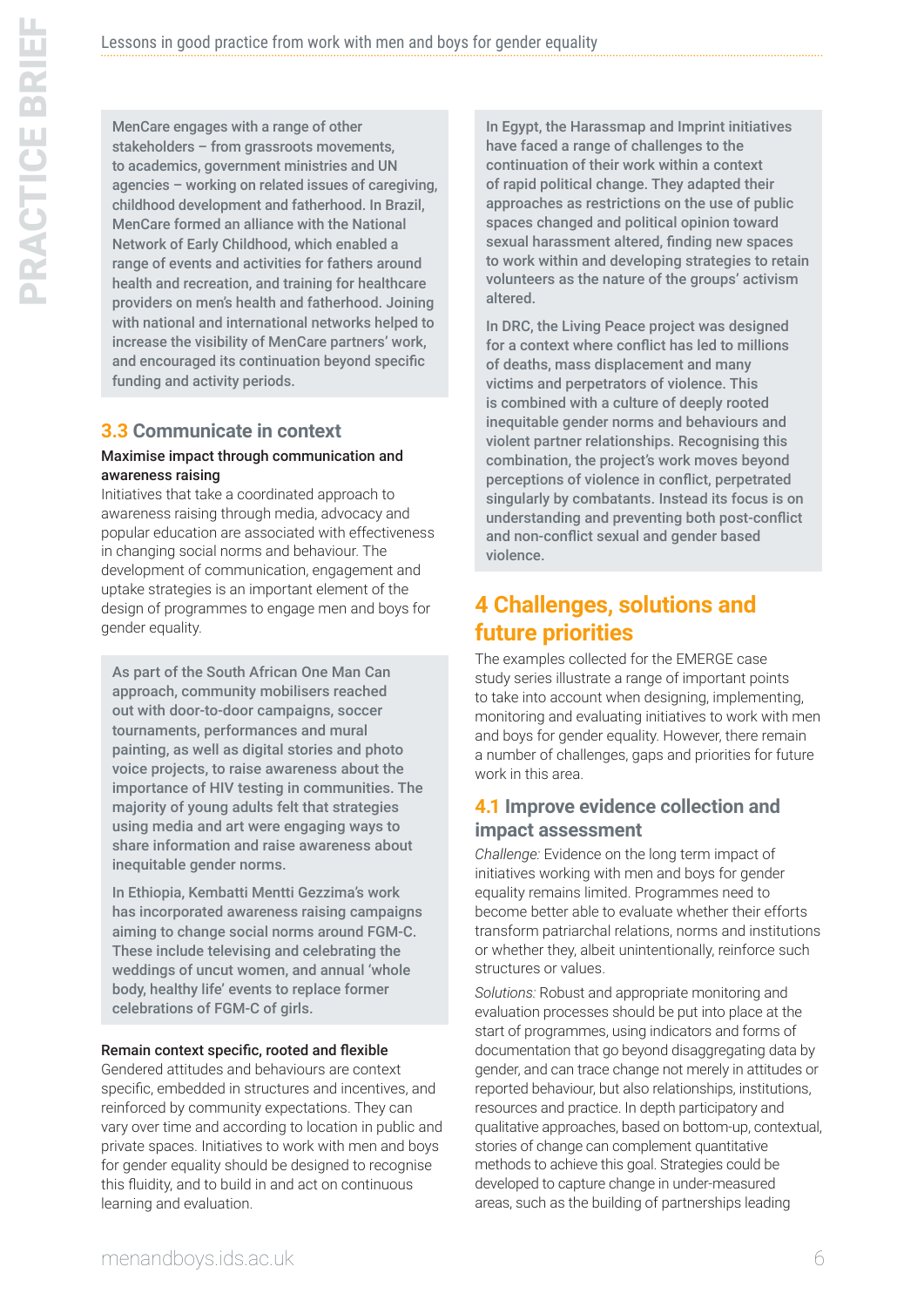MenCare engages with a range of other stakeholders – from grassroots movements, to academics, government ministries and UN agencies – working on related issues of caregiving, childhood development and fatherhood. In Brazil, MenCare formed an alliance with the National Network of Early Childhood, which enabled a range of events and activities for fathers around health and recreation, and training for healthcare providers on men's health and fatherhood. Joining with national and international networks helped to increase the visibility of MenCare partners' work, and encouraged its continuation beyond specific funding and activity periods.

## 3.3 Communicate in context

**Maximise impact through communication and awareness raising**

Initiatives that take a coordinated approach to awareness raising through media, advocacy and popular education are associated with effectiveness in changing social norms and behaviour. The development of communication, engagement and uptake strategies is an important element of the design of programmes to engage men and boys for gender equality.

As part of the South African One Man Can approach, community mobilisers reached out with door-to-door campaigns, soccer tournaments, performances and mural painting, as well as digital stories and photo voice projects, to raise awareness about the importance of HIV testing in communities. The majority of young adults felt that strategies using media and art were engaging ways to share information and raise awareness about inequitable gender norms.

In Ethiopia, Kembatti Mentti Gezzima's work has incorporated awareness raising campaigns aiming to change social norms around FGM-C. These include televising and celebrating the weddings of uncut women, and annual 'whole body, healthy life' events to replace former celebrations of FGM-C of girls.

**Remain context specific, rooted and flexible**

Gendered attitudes and behaviours are context specific, embedded in structures and incentives, and reinforced by community expectations. They can vary over time and according to location in public and private spaces. Initiatives to work with men and boys for gender equality should be designed to recognise this fluidity, and to build in and act on continuous learning and evaluation.

In Egypt, the Harassmap and Imprint initiatives have faced a range of challenges to the continuation of their work within a context of rapid political change. They adapted their approaches as restrictions on the use of public spaces changed and political opinion toward sexual harassment altered, finding new spaces to work within and developing strategies to retain volunteers as the nature of the groups' activism altered.

In DRC, the Living Peace project was designed for a context where conflict has led to millions of deaths, mass displacement and many victims and perpetrators of violence. This is combined with a culture of deeply rooted inequitable gender norms and behaviours and violent partner relationships. Recognising this combination, the project's work moves beyond perceptions of violence in conflict, perpetrated singularly by combatants. Instead its focus is on understanding and preventing both post-conflict and non-conflict sexual and gender based violence.

# 4 Challenges, solutions and future priorities

The examples collected for the EMERGE case study series illustrate a range of important points to take into account when designing, implementing, monitoring and evaluating initiatives to work with men and boys for gender equality. However, there remain a number of challenges, gaps and priorities for future work in this area.

## 4.1 Improve evidence collection and impact assessment

*Challenge:* Evidence on the long term impact of initiatives working with men and boys for gender equality remains limited. Programmes need to become better able to evaluate whether their efforts transform patriarchal relations, norms and institutions or whether they, albeit unintentionally, reinforce such structures or values.

*Solutions:* Robust and appropriate monitoring and evaluation processes should be put into place at the start of programmes, using indicators and forms of documentation that go beyond disaggregating data by gender, and can trace change not merely in attitudes or reported behaviour, but also relationships, institutions, resources and practice. In depth participatory and qualitative approaches, based on bottom-up, contextual, stories of change can complement quantitative methods to achieve this goal. Strategies could be developed to capture change in under-measured areas, such as the building of partnerships leading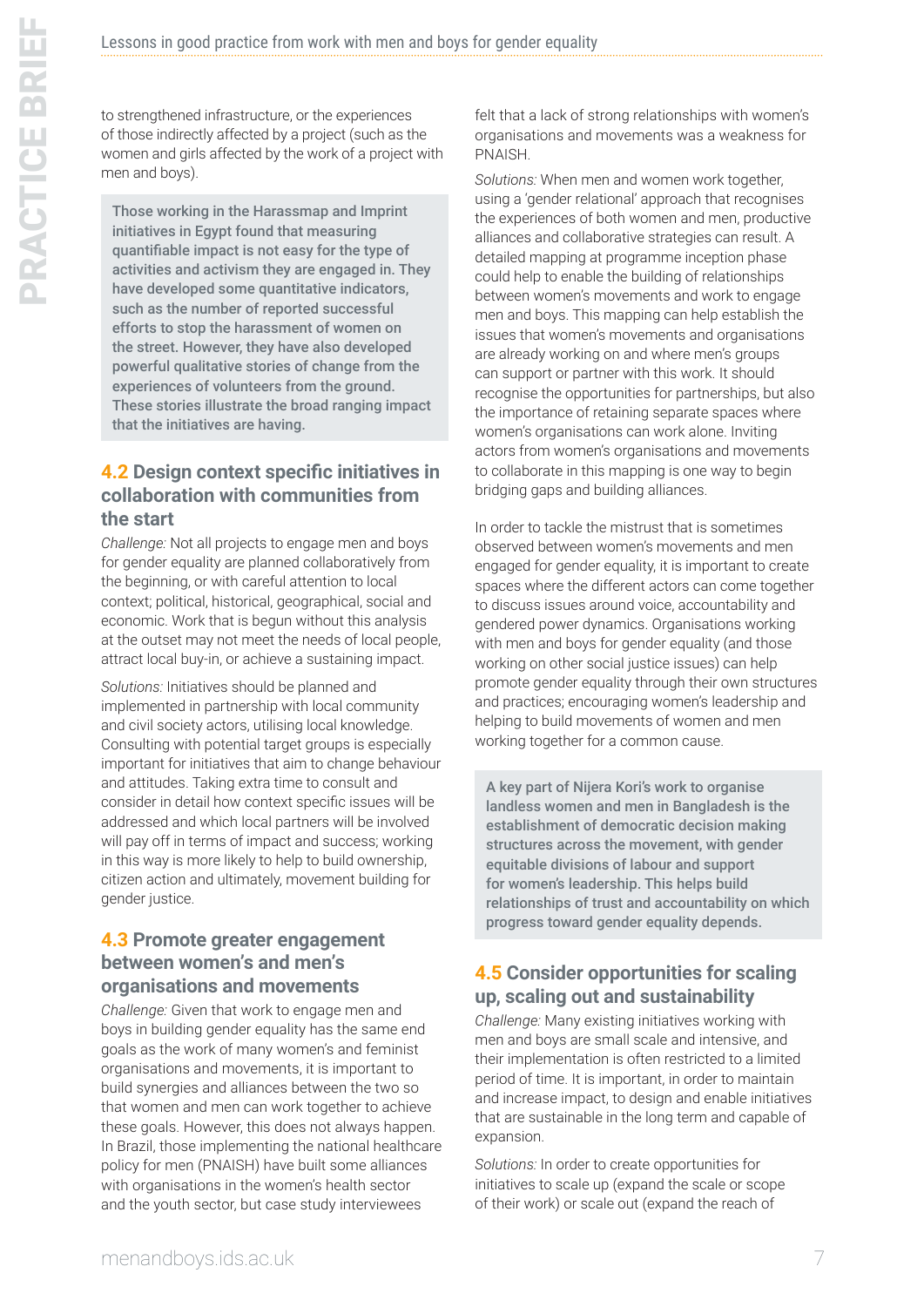to strengthened infrastructure, or the experiences of those indirectly affected by a project (such as the women and girls affected by the work of a project with men and boys).

> **Those working in the Harassmap and Imprint initiatives in Egypt found that measuring quantifiable impact is not easy for the type of activities and activism they are engaged in. They have developed some quantitative indicators, such as the number of reported successful efforts to stop the harassment of women on the street. However, they have also developed powerful qualitative stories of change from the experiences of volunteers from the ground. These stories illustrate the broad ranging impact that the initiatives are having.**

### 4.2 Design context specific initiatives in collaboration with communities from the start

*Challenge:* Not all projects to engage men and boys for gender equality are planned collaboratively from the beginning, or with careful attention to local context; political, historical, geographical, social and economic. Work that is begun without this analysis at the outset may not meet the needs of local people, attract local buy-in, or achieve a sustaining impact.

*Solutions:* Initiatives should be planned and implemented in partnership with local community and civil society actors, utilising local knowledge. Consulting with potential target groups is especially important for initiatives that aim to change behaviour and attitudes. Taking extra time to consult and consider in detail how context specific issues will be addressed and which local partners will be involved will pay off in terms of impact and success; working in this way is more likely to help to build ownership, citizen action and ultimately, movement building for gender justice.

### 4.3 Promote greater engagement between women's and men's organisations and movements

*Challenge:* Given that work to engage men and boys in building gender equality has the same end goals as the work of many women's and feminist organisations and movements, it is important to build synergies and alliances between the two so that women and men can work together to achieve these goals. However, this does not always happen. In Brazil, those implementing the national healthcare policy for men (PNAISH) have built some alliances with organisations in the women's health sector and the youth sector, but case study interviewees felt that a lack of strong relationships with women's organisations and movements was a weakness for PNAISH.

*Solutions:* When men and women work together, using a 'gender relational' approach that recognises the experiences of both women and men, productive alliances and collaborative strategies can result. A detailed mapping at programme inception phase could help to enable the building of relationships between women's movements and work to engage men and boys. This mapping can help establish the issues that women's movements and organisations are already working on and where men's groups can support or partner with this work. It should recognise the opportunities for partnerships, but also the importance of retaining separate spaces where women's organisations can work alone. Inviting actors from women's organisations and movements to collaborate in this mapping is one way to begin bridging gaps and building alliances.

In order to tackle the mistrust that is sometimes observed between women's movements and men engaged for gender equality, it is important to create spaces where the different actors can come together to discuss issues around voice, accountability and gendered power dynamics. Organisations working with men and boys for gender equality (and those working on other social justice issues) can help promote gender equality through their own structures and practices; encouraging women's leadership and helping to build movements of women and men working together for a common cause.

> **A key part of Nijera Kori's work to organise landless women and men in Bangladesh is the establishment of democratic decision making structures across the movement, with gender equitable divisions of labour and support for women's leadership. This helps build relationships of trust and accountability on which progress toward gender equality depends.**

### 4.5 Consider opportunities for scaling up, scaling out and sustainability

*Challenge:* Many existing initiatives working with men and boys are small scale and intensive, and their implementation is often restricted to a limited period of time. It is important, in order to maintain and increase impact, to design and enable initiatives that are sustainable in the long term and capable of expansion.

*Solutions:* In order to create opportunities for initiatives to scale up (expand the scale or scope of their work) or scale out (expand the reach of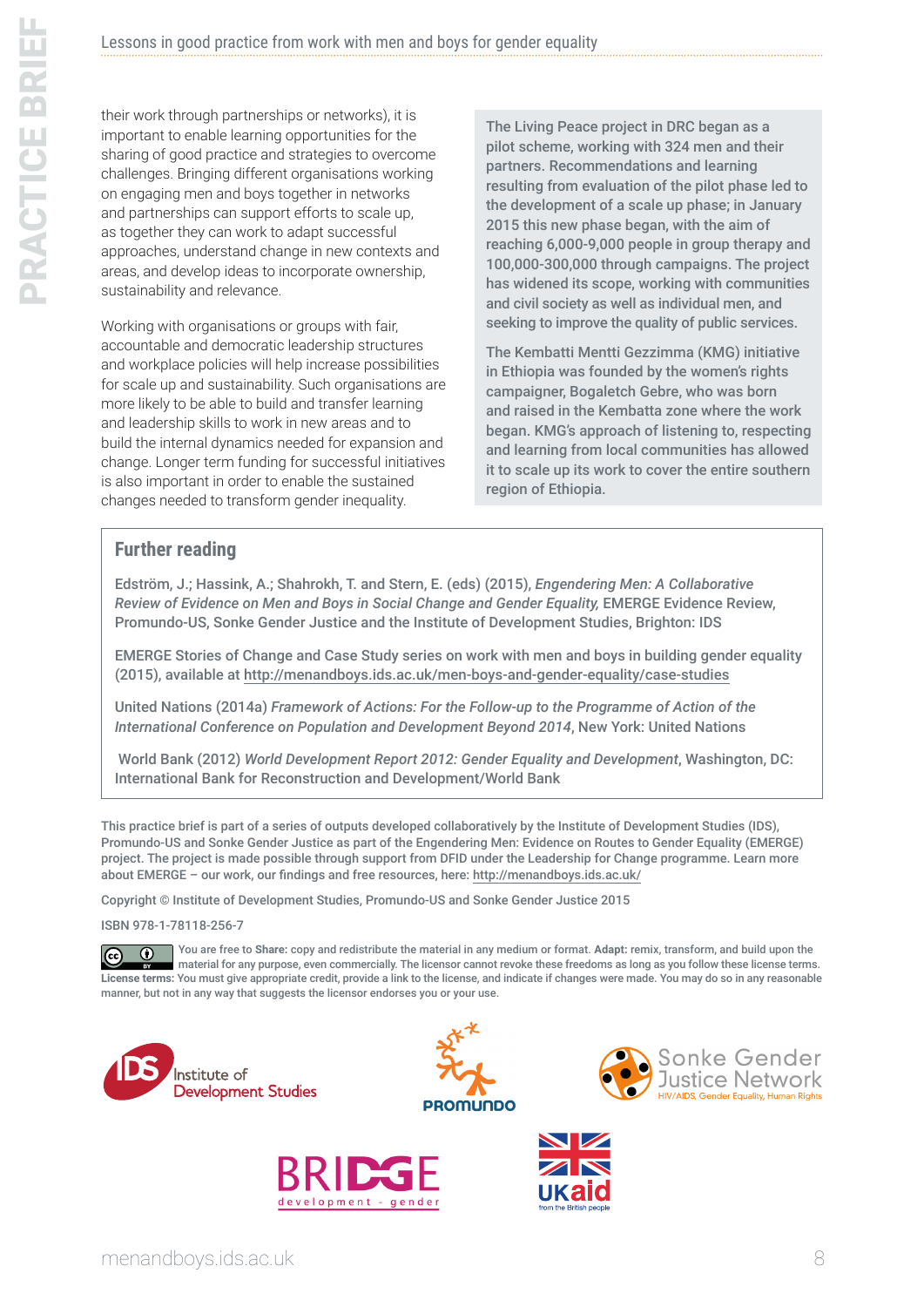their work through partnerships or networks), it is important to enable learning opportunities for the sharing of good practice and strategies to overcome challenges. Bringing different organisations working on engaging men and boys together in networks and partnerships can support efforts to scale up, as together they can work to adapt successful approaches, understand change in new contexts and areas, and develop ideas to incorporate ownership, sustainability and relevance.

Working with organisations or groups with fair, accountable and democratic leadership structures and workplace policies will help increase possibilities for scale up and sustainability. Such organisations are more likely to be able to build and transfer learning and leadership skills to work in new areas and to build the internal dynamics needed for expansion and change. Longer term funding for successful initiatives is also important in order to enable the sustained changes needed to transform gender inequality.

The Living Peace project in DRC began as a pilot scheme, working with 324 men and their partners. Recommendations and learning resulting from evaluation of the pilot phase led to the development of a scale up phase; in January 2015 this new phase began, with the aim of reaching 6,000-9,000 people in group therapy and 100,000-300,000 through campaigns. The project has widened its scope, working with communities and civil society as well as individual men, and seeking to improve the quality of public services.

The Kembatti Mentti Gezzimma (KMG) initiative in Ethiopia was founded by the women's rights campaigner, Bogaletch Gebre, who was born and raised in the Kembatta zone where the work began. KMG's approach of listening to, respecting and learning from local communities has allowed it to scale up its work to cover the entire southern region of Ethiopia.

## Further reading

Edström, J.; Hassink, A.; Shahrokh, T. and Stern, E. (eds) (2015), *Engendering Men: A Collaborative Review of Evidence on Men and Boys in Social Change and Gender Equality,* EMERGE Evidence Review, Promundo-US, Sonke Gender Justice and the Institute of Development Studies, Brighton: IDS

EMERGE Stories of Change and Case Study series on work with men and boys in building gender equality (2015), available at http://menandboys.ids.ac.uk/men-boys-and-gender-equality/case-studies

United Nations (2014a) *Framework of Actions: For the Follow-up to the Programme of Action of the International Conference on Population and Development Beyond 2014*, New York: United Nations

World Bank (2012) *World Development Report 2012: Gender Equality and Development*, Washington, DC: International Bank for Reconstruction and Development/World Bank

This practice brief is part of a series of outputs developed collaboratively by the Institute of Development Studies (IDS), Promundo-US and Sonke Gender Justice as part of the Engendering Men: Evidence on Routes to Gender Equality (EMERGE) project. The project is made possible through support from DFID under the Leadership for Change programme. Learn more about EMERGE – our work, our findings and free resources, here: http://menandboys.ids.ac.uk/

Copyright © Institute of Development Studies, Promundo-US and Sonke Gender Justice 2015

ISBN 978-1-78118-256-7

You are free to **Share:** copy and redistribute the material in any medium or format. **Adapt:** remix, transform, and build upon the material for any purpose, even commercially. The licensor cannot revoke these freedoms as long as you follow these license terms. **License terms:** You must give appropriate credit, provide a link to the license, and indicate if changes were made. You may do so in any reasonable manner, but not in any way that suggests the licensor endorses you or your use.

Institute of Development Studies

PROMUNDO

Sonke Gender Justice Network
HIV/AIDS, Gender Equality, Human Rights

BRIDGE development - gender

UKaid from the British people